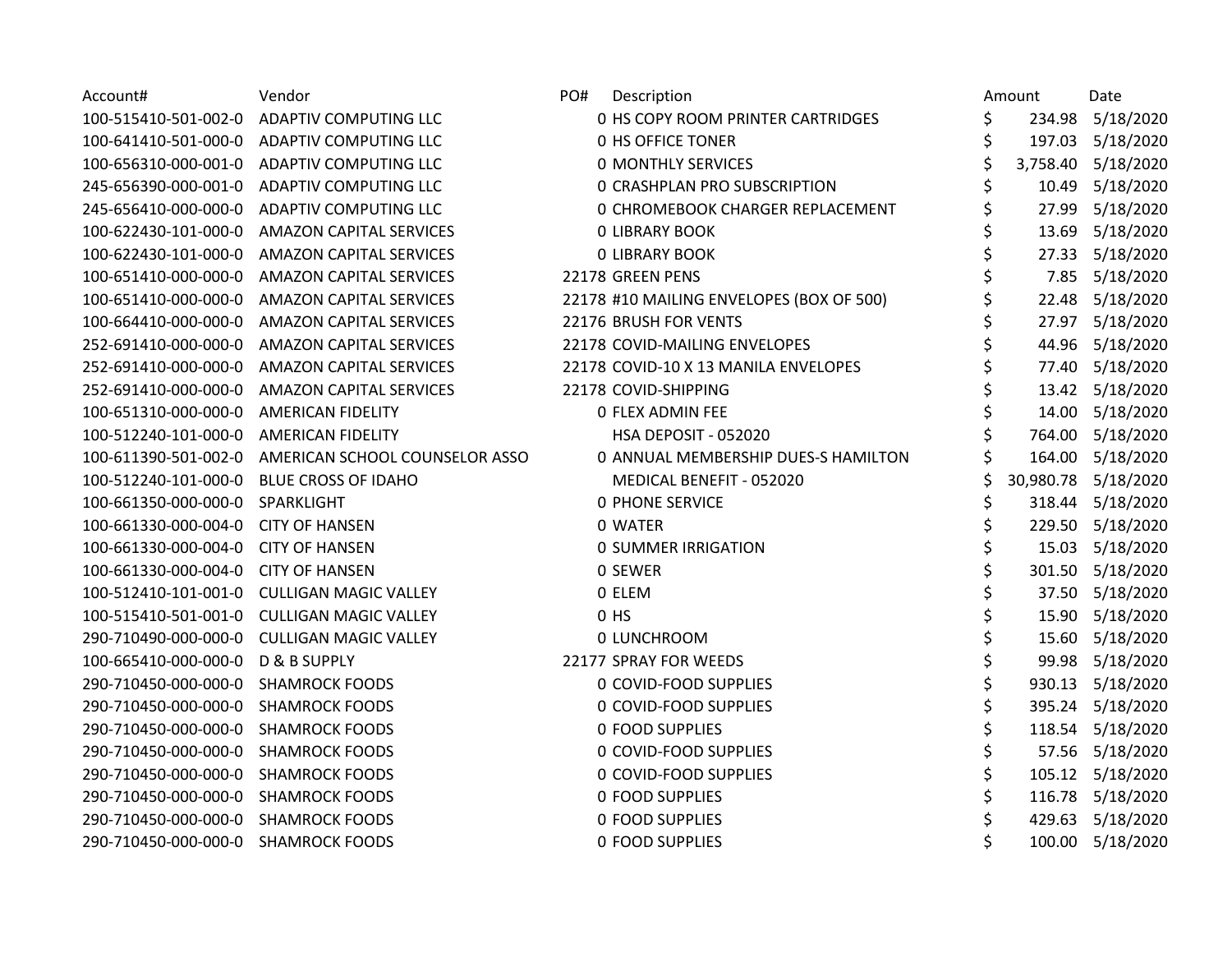| Account# | Vendor | PO# | Description | Amount | Date |
|---|---|---|---|---|---|
| 100-515410-501-002-0 | ADAPTIV COMPUTING LLC | 0 | HS COPY ROOM PRINTER CARTRIDGES | $ 234.98 | 5/18/2020 |
| 100-641410-501-000-0 | ADAPTIV COMPUTING LLC | 0 | HS OFFICE TONER | $ 197.03 | 5/18/2020 |
| 100-656310-000-001-0 | ADAPTIV COMPUTING LLC | 0 | MONTHLY SERVICES | $ 3,758.40 | 5/18/2020 |
| 245-656390-000-001-0 | ADAPTIV COMPUTING LLC | 0 | CRASHPLAN PRO SUBSCRIPTION | $ 10.49 | 5/18/2020 |
| 245-656410-000-000-0 | ADAPTIV COMPUTING LLC | 0 | CHROMEBOOK CHARGER REPLACEMENT | $ 27.99 | 5/18/2020 |
| 100-622430-101-000-0 | AMAZON CAPITAL SERVICES | 0 | LIBRARY BOOK | $ 13.69 | 5/18/2020 |
| 100-622430-101-000-0 | AMAZON CAPITAL SERVICES | 0 | LIBRARY BOOK | $ 27.33 | 5/18/2020 |
| 100-651410-000-000-0 | AMAZON CAPITAL SERVICES | 22178 | GREEN PENS | $ 7.85 | 5/18/2020 |
| 100-651410-000-000-0 | AMAZON CAPITAL SERVICES | 22178 | #10 MAILING ENVELOPES (BOX OF 500) | $ 22.48 | 5/18/2020 |
| 100-664410-000-000-0 | AMAZON CAPITAL SERVICES | 22176 | BRUSH FOR VENTS | $ 27.97 | 5/18/2020 |
| 252-691410-000-000-0 | AMAZON CAPITAL SERVICES | 22178 | COVID-MAILING ENVELOPES | $ 44.96 | 5/18/2020 |
| 252-691410-000-000-0 | AMAZON CAPITAL SERVICES | 22178 | COVID-10 X 13 MANILA ENVELOPES | $ 77.40 | 5/18/2020 |
| 252-691410-000-000-0 | AMAZON CAPITAL SERVICES | 22178 | COVID-SHIPPING | $ 13.42 | 5/18/2020 |
| 100-651310-000-000-0 | AMERICAN FIDELITY | 0 | FLEX ADMIN FEE | $ 14.00 | 5/18/2020 |
| 100-512240-101-000-0 | AMERICAN FIDELITY | | HSA DEPOSIT - 052020 | $ 764.00 | 5/18/2020 |
| 100-611390-501-002-0 | AMERICAN SCHOOL COUNSELOR ASSO | 0 | ANNUAL MEMBERSHIP DUES-S HAMILTON | $ 164.00 | 5/18/2020 |
| 100-512240-101-000-0 | BLUE CROSS OF IDAHO | | MEDICAL BENEFIT - 052020 | $ 30,980.78 | 5/18/2020 |
| 100-661350-000-000-0 | SPARKLIGHT | 0 | PHONE SERVICE | $ 318.44 | 5/18/2020 |
| 100-661330-000-004-0 | CITY OF HANSEN | 0 | WATER | $ 229.50 | 5/18/2020 |
| 100-661330-000-004-0 | CITY OF HANSEN | 0 | SUMMER IRRIGATION | $ 15.03 | 5/18/2020 |
| 100-661330-000-004-0 | CITY OF HANSEN | 0 | SEWER | $ 301.50 | 5/18/2020 |
| 100-512410-101-001-0 | CULLIGAN MAGIC VALLEY | 0 | ELEM | $ 37.50 | 5/18/2020 |
| 100-515410-501-001-0 | CULLIGAN MAGIC VALLEY | 0 | HS | $ 15.90 | 5/18/2020 |
| 290-710490-000-000-0 | CULLIGAN MAGIC VALLEY | 0 | LUNCHROOM | $ 15.60 | 5/18/2020 |
| 100-665410-000-000-0 | D & B SUPPLY | 22177 | SPRAY FOR WEEDS | $ 99.98 | 5/18/2020 |
| 290-710450-000-000-0 | SHAMROCK FOODS | 0 | COVID-FOOD SUPPLIES | $ 930.13 | 5/18/2020 |
| 290-710450-000-000-0 | SHAMROCK FOODS | 0 | COVID-FOOD SUPPLIES | $ 395.24 | 5/18/2020 |
| 290-710450-000-000-0 | SHAMROCK FOODS | 0 | FOOD SUPPLIES | $ 118.54 | 5/18/2020 |
| 290-710450-000-000-0 | SHAMROCK FOODS | 0 | COVID-FOOD SUPPLIES | $ 57.56 | 5/18/2020 |
| 290-710450-000-000-0 | SHAMROCK FOODS | 0 | COVID-FOOD SUPPLIES | $ 105.12 | 5/18/2020 |
| 290-710450-000-000-0 | SHAMROCK FOODS | 0 | FOOD SUPPLIES | $ 116.78 | 5/18/2020 |
| 290-710450-000-000-0 | SHAMROCK FOODS | 0 | FOOD SUPPLIES | $ 429.63 | 5/18/2020 |
| 290-710450-000-000-0 | SHAMROCK FOODS | 0 | FOOD SUPPLIES | $ 100.00 | 5/18/2020 |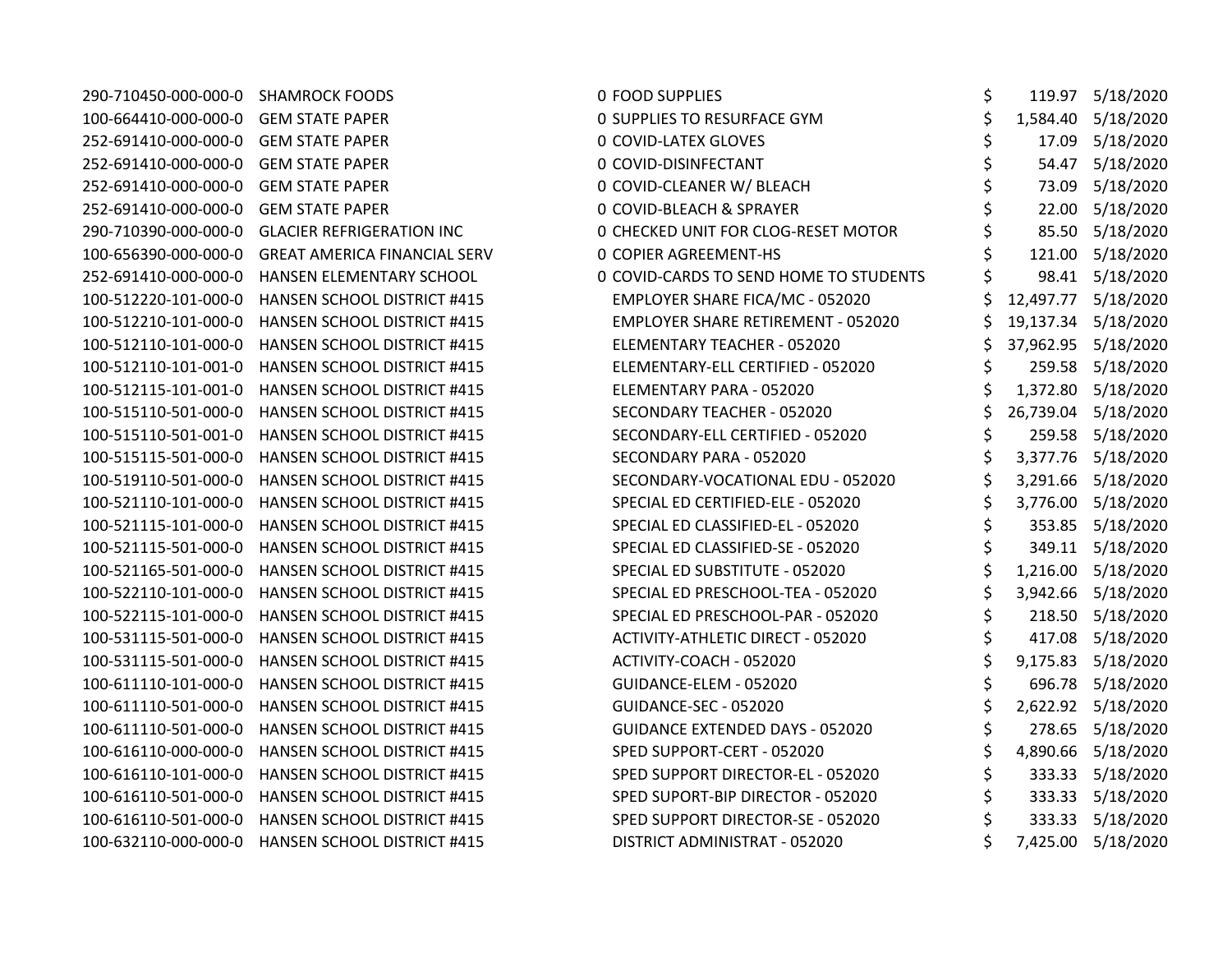| | | | | | |
|---|---|---|---|---|---|
| 290-710450-000-000-0 | SHAMROCK FOODS | 0 FOOD SUPPLIES | $ | 119.97 | 5/18/2020 |
| 100-664410-000-000-0 | GEM STATE PAPER | 0 SUPPLIES TO RESURFACE GYM | $ | 1,584.40 | 5/18/2020 |
| 252-691410-000-000-0 | GEM STATE PAPER | 0 COVID-LATEX GLOVES | $ | 17.09 | 5/18/2020 |
| 252-691410-000-000-0 | GEM STATE PAPER | 0 COVID-DISINFECTANT | $ | 54.47 | 5/18/2020 |
| 252-691410-000-000-0 | GEM STATE PAPER | 0 COVID-CLEANER W/ BLEACH | $ | 73.09 | 5/18/2020 |
| 252-691410-000-000-0 | GEM STATE PAPER | 0 COVID-BLEACH & SPRAYER | $ | 22.00 | 5/18/2020 |
| 290-710390-000-000-0 | GLACIER REFRIGERATION INC | 0 CHECKED UNIT FOR CLOG-RESET MOTOR | $ | 85.50 | 5/18/2020 |
| 100-656390-000-000-0 | GREAT AMERICA FINANCIAL SERV | 0 COPIER AGREEMENT-HS | $ | 121.00 | 5/18/2020 |
| 252-691410-000-000-0 | HANSEN ELEMENTARY SCHOOL | 0 COVID-CARDS TO SEND HOME TO STUDENTS | $ | 98.41 | 5/18/2020 |
| 100-512220-101-000-0 | HANSEN SCHOOL DISTRICT #415 | EMPLOYER SHARE FICA/MC - 052020 | $ | 12,497.77 | 5/18/2020 |
| 100-512210-101-000-0 | HANSEN SCHOOL DISTRICT #415 | EMPLOYER SHARE RETIREMENT - 052020 | $ | 19,137.34 | 5/18/2020 |
| 100-512110-101-000-0 | HANSEN SCHOOL DISTRICT #415 | ELEMENTARY TEACHER - 052020 | $ | 37,962.95 | 5/18/2020 |
| 100-512110-101-001-0 | HANSEN SCHOOL DISTRICT #415 | ELEMENTARY-ELL CERTIFIED - 052020 | $ | 259.58 | 5/18/2020 |
| 100-512115-101-001-0 | HANSEN SCHOOL DISTRICT #415 | ELEMENTARY PARA - 052020 | $ | 1,372.80 | 5/18/2020 |
| 100-515110-501-000-0 | HANSEN SCHOOL DISTRICT #415 | SECONDARY TEACHER - 052020 | $ | 26,739.04 | 5/18/2020 |
| 100-515110-501-001-0 | HANSEN SCHOOL DISTRICT #415 | SECONDARY-ELL CERTIFIED - 052020 | $ | 259.58 | 5/18/2020 |
| 100-515115-501-000-0 | HANSEN SCHOOL DISTRICT #415 | SECONDARY PARA - 052020 | $ | 3,377.76 | 5/18/2020 |
| 100-519110-501-000-0 | HANSEN SCHOOL DISTRICT #415 | SECONDARY-VOCATIONAL EDU - 052020 | $ | 3,291.66 | 5/18/2020 |
| 100-521110-101-000-0 | HANSEN SCHOOL DISTRICT #415 | SPECIAL ED CERTIFIED-ELE - 052020 | $ | 3,776.00 | 5/18/2020 |
| 100-521115-101-000-0 | HANSEN SCHOOL DISTRICT #415 | SPECIAL ED CLASSIFIED-EL - 052020 | $ | 353.85 | 5/18/2020 |
| 100-521115-501-000-0 | HANSEN SCHOOL DISTRICT #415 | SPECIAL ED CLASSIFIED-SE - 052020 | $ | 349.11 | 5/18/2020 |
| 100-521165-501-000-0 | HANSEN SCHOOL DISTRICT #415 | SPECIAL ED SUBSTITUTE - 052020 | $ | 1,216.00 | 5/18/2020 |
| 100-522110-101-000-0 | HANSEN SCHOOL DISTRICT #415 | SPECIAL ED PRESCHOOL-TEA - 052020 | $ | 3,942.66 | 5/18/2020 |
| 100-522115-101-000-0 | HANSEN SCHOOL DISTRICT #415 | SPECIAL ED PRESCHOOL-PAR - 052020 | $ | 218.50 | 5/18/2020 |
| 100-531115-501-000-0 | HANSEN SCHOOL DISTRICT #415 | ACTIVITY-ATHLETIC DIRECT - 052020 | $ | 417.08 | 5/18/2020 |
| 100-531115-501-000-0 | HANSEN SCHOOL DISTRICT #415 | ACTIVITY-COACH - 052020 | $ | 9,175.83 | 5/18/2020 |
| 100-611110-101-000-0 | HANSEN SCHOOL DISTRICT #415 | GUIDANCE-ELEM - 052020 | $ | 696.78 | 5/18/2020 |
| 100-611110-501-000-0 | HANSEN SCHOOL DISTRICT #415 | GUIDANCE-SEC - 052020 | $ | 2,622.92 | 5/18/2020 |
| 100-611110-501-000-0 | HANSEN SCHOOL DISTRICT #415 | GUIDANCE EXTENDED DAYS - 052020 | $ | 278.65 | 5/18/2020 |
| 100-616110-000-000-0 | HANSEN SCHOOL DISTRICT #415 | SPED SUPPORT-CERT - 052020 | $ | 4,890.66 | 5/18/2020 |
| 100-616110-101-000-0 | HANSEN SCHOOL DISTRICT #415 | SPED SUPPORT DIRECTOR-EL - 052020 | $ | 333.33 | 5/18/2020 |
| 100-616110-501-000-0 | HANSEN SCHOOL DISTRICT #415 | SPED SUPORT-BIP DIRECTOR - 052020 | $ | 333.33 | 5/18/2020 |
| 100-616110-501-000-0 | HANSEN SCHOOL DISTRICT #415 | SPED SUPPORT DIRECTOR-SE - 052020 | $ | 333.33 | 5/18/2020 |
| 100-632110-000-000-0 | HANSEN SCHOOL DISTRICT #415 | DISTRICT ADMINISTRAT - 052020 | $ | 7,425.00 | 5/18/2020 |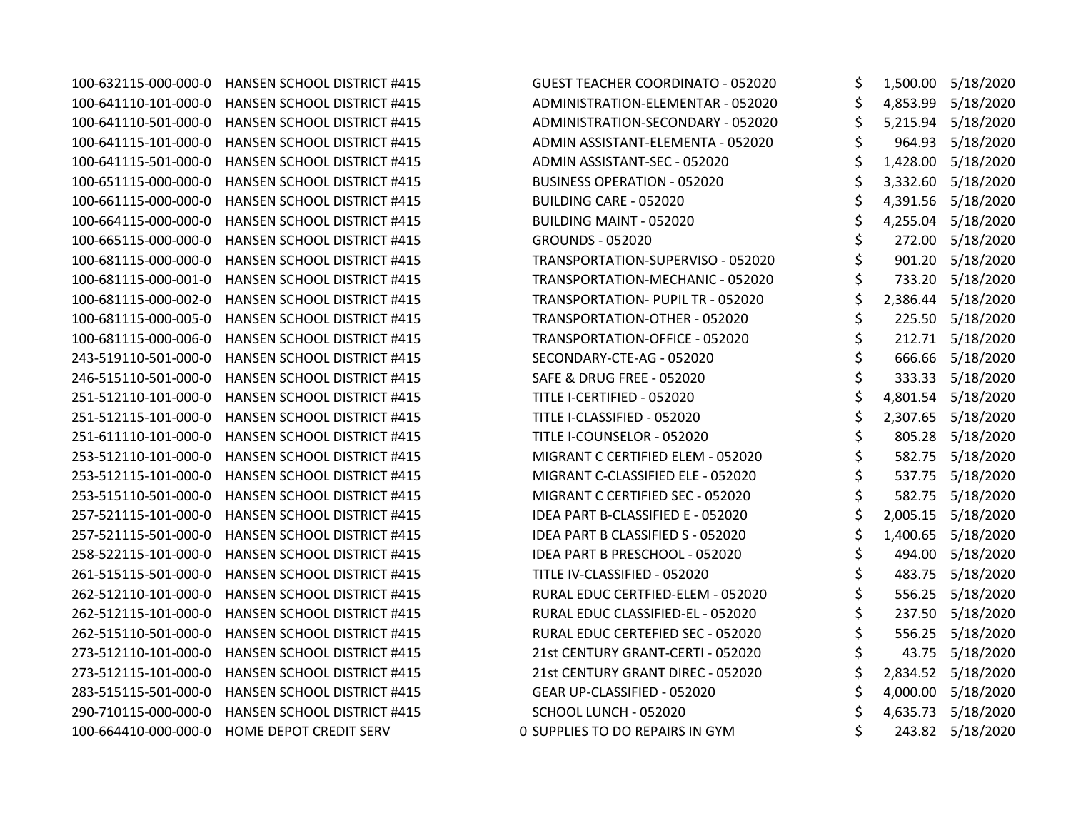| | | | | | |
|---|---|---|---|---|---|
| 100-632115-000-000-0 | HANSEN SCHOOL DISTRICT #415 | GUEST TEACHER COORDINATO - 052020 | $ | 1,500.00 | 5/18/2020 |
| 100-641110-101-000-0 | HANSEN SCHOOL DISTRICT #415 | ADMINISTRATION-ELEMENTAR - 052020 | $ | 4,853.99 | 5/18/2020 |
| 100-641110-501-000-0 | HANSEN SCHOOL DISTRICT #415 | ADMINISTRATION-SECONDARY - 052020 | $ | 5,215.94 | 5/18/2020 |
| 100-641115-101-000-0 | HANSEN SCHOOL DISTRICT #415 | ADMIN ASSISTANT-ELEMENTA - 052020 | $ | 964.93 | 5/18/2020 |
| 100-641115-501-000-0 | HANSEN SCHOOL DISTRICT #415 | ADMIN ASSISTANT-SEC - 052020 | $ | 1,428.00 | 5/18/2020 |
| 100-651115-000-000-0 | HANSEN SCHOOL DISTRICT #415 | BUSINESS OPERATION - 052020 | $ | 3,332.60 | 5/18/2020 |
| 100-661115-000-000-0 | HANSEN SCHOOL DISTRICT #415 | BUILDING CARE - 052020 | $ | 4,391.56 | 5/18/2020 |
| 100-664115-000-000-0 | HANSEN SCHOOL DISTRICT #415 | BUILDING MAINT - 052020 | $ | 4,255.04 | 5/18/2020 |
| 100-665115-000-000-0 | HANSEN SCHOOL DISTRICT #415 | GROUNDS - 052020 | $ | 272.00 | 5/18/2020 |
| 100-681115-000-000-0 | HANSEN SCHOOL DISTRICT #415 | TRANSPORTATION-SUPERVISO - 052020 | $ | 901.20 | 5/18/2020 |
| 100-681115-000-001-0 | HANSEN SCHOOL DISTRICT #415 | TRANSPORTATION-MECHANIC - 052020 | $ | 733.20 | 5/18/2020 |
| 100-681115-000-002-0 | HANSEN SCHOOL DISTRICT #415 | TRANSPORTATION- PUPIL TR - 052020 | $ | 2,386.44 | 5/18/2020 |
| 100-681115-000-005-0 | HANSEN SCHOOL DISTRICT #415 | TRANSPORTATION-OTHER - 052020 | $ | 225.50 | 5/18/2020 |
| 100-681115-000-006-0 | HANSEN SCHOOL DISTRICT #415 | TRANSPORTATION-OFFICE - 052020 | $ | 212.71 | 5/18/2020 |
| 243-519110-501-000-0 | HANSEN SCHOOL DISTRICT #415 | SECONDARY-CTE-AG - 052020 | $ | 666.66 | 5/18/2020 |
| 246-515110-501-000-0 | HANSEN SCHOOL DISTRICT #415 | SAFE & DRUG FREE - 052020 | $ | 333.33 | 5/18/2020 |
| 251-512110-101-000-0 | HANSEN SCHOOL DISTRICT #415 | TITLE I-CERTIFIED - 052020 | $ | 4,801.54 | 5/18/2020 |
| 251-512115-101-000-0 | HANSEN SCHOOL DISTRICT #415 | TITLE I-CLASSIFIED - 052020 | $ | 2,307.65 | 5/18/2020 |
| 251-611110-101-000-0 | HANSEN SCHOOL DISTRICT #415 | TITLE I-COUNSELOR - 052020 | $ | 805.28 | 5/18/2020 |
| 253-512110-101-000-0 | HANSEN SCHOOL DISTRICT #415 | MIGRANT C CERTIFIED ELEM - 052020 | $ | 582.75 | 5/18/2020 |
| 253-512115-101-000-0 | HANSEN SCHOOL DISTRICT #415 | MIGRANT C-CLASSIFIED ELE - 052020 | $ | 537.75 | 5/18/2020 |
| 253-515110-501-000-0 | HANSEN SCHOOL DISTRICT #415 | MIGRANT C CERTIFIED SEC - 052020 | $ | 582.75 | 5/18/2020 |
| 257-521115-101-000-0 | HANSEN SCHOOL DISTRICT #415 | IDEA PART B-CLASSIFIED E - 052020 | $ | 2,005.15 | 5/18/2020 |
| 257-521115-501-000-0 | HANSEN SCHOOL DISTRICT #415 | IDEA PART B CLASSIFIED S - 052020 | $ | 1,400.65 | 5/18/2020 |
| 258-522115-101-000-0 | HANSEN SCHOOL DISTRICT #415 | IDEA PART B PRESCHOOL - 052020 | $ | 494.00 | 5/18/2020 |
| 261-515115-501-000-0 | HANSEN SCHOOL DISTRICT #415 | TITLE IV-CLASSIFIED - 052020 | $ | 483.75 | 5/18/2020 |
| 262-512110-101-000-0 | HANSEN SCHOOL DISTRICT #415 | RURAL EDUC CERTFIED-ELEM - 052020 | $ | 556.25 | 5/18/2020 |
| 262-512115-101-000-0 | HANSEN SCHOOL DISTRICT #415 | RURAL EDUC CLASSIFIED-EL - 052020 | $ | 237.50 | 5/18/2020 |
| 262-515110-501-000-0 | HANSEN SCHOOL DISTRICT #415 | RURAL EDUC CERTEFIED SEC - 052020 | $ | 556.25 | 5/18/2020 |
| 273-512110-101-000-0 | HANSEN SCHOOL DISTRICT #415 | 21st CENTURY GRANT-CERTI - 052020 | $ | 43.75 | 5/18/2020 |
| 273-512115-101-000-0 | HANSEN SCHOOL DISTRICT #415 | 21st CENTURY GRANT DIREC - 052020 | $ | 2,834.52 | 5/18/2020 |
| 283-515115-501-000-0 | HANSEN SCHOOL DISTRICT #415 | GEAR UP-CLASSIFIED - 052020 | $ | 4,000.00 | 5/18/2020 |
| 290-710115-000-000-0 | HANSEN SCHOOL DISTRICT #415 | SCHOOL LUNCH - 052020 | $ | 4,635.73 | 5/18/2020 |
| 100-664410-000-000-0 | HOME DEPOT CREDIT SERV | 0 SUPPLIES TO DO REPAIRS IN GYM | $ | 243.82 | 5/18/2020 |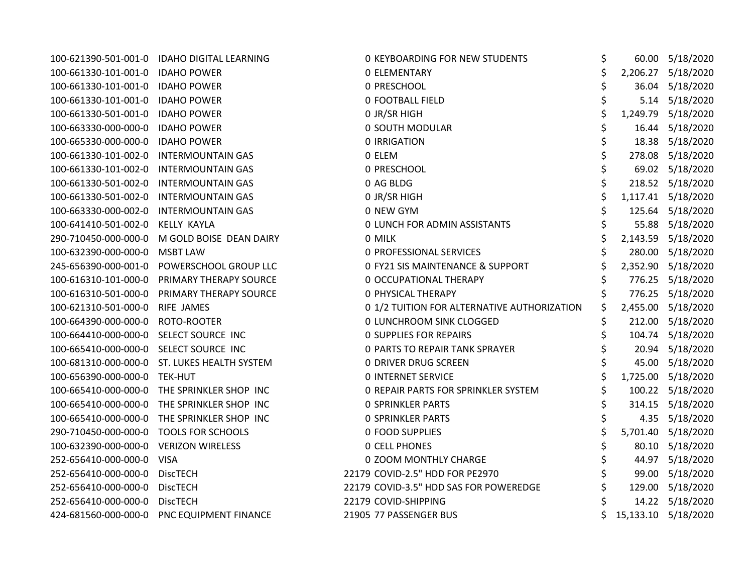| | | | | | |
|---|---|---|---|---|---|
| 100-621390-501-001-0 | IDAHO DIGITAL LEARNING | 0 | KEYBOARDING FOR NEW STUDENTS | $ 60.00 | 5/18/2020 |
| 100-661330-101-001-0 | IDAHO POWER | 0 | ELEMENTARY | $ 2,206.27 | 5/18/2020 |
| 100-661330-101-001-0 | IDAHO POWER | 0 | PRESCHOOL | $ 36.04 | 5/18/2020 |
| 100-661330-101-001-0 | IDAHO POWER | 0 | FOOTBALL FIELD | $ 5.14 | 5/18/2020 |
| 100-661330-501-001-0 | IDAHO POWER | 0 | JR/SR HIGH | $ 1,249.79 | 5/18/2020 |
| 100-663330-000-000-0 | IDAHO POWER | 0 | SOUTH MODULAR | $ 16.44 | 5/18/2020 |
| 100-665330-000-000-0 | IDAHO POWER | 0 | IRRIGATION | $ 18.38 | 5/18/2020 |
| 100-661330-101-002-0 | INTERMOUNTAIN GAS | 0 | ELEM | $ 278.08 | 5/18/2020 |
| 100-661330-101-002-0 | INTERMOUNTAIN GAS | 0 | PRESCHOOL | $ 69.02 | 5/18/2020 |
| 100-661330-501-002-0 | INTERMOUNTAIN GAS | 0 | AG BLDG | $ 218.52 | 5/18/2020 |
| 100-661330-501-002-0 | INTERMOUNTAIN GAS | 0 | JR/SR HIGH | $ 1,117.41 | 5/18/2020 |
| 100-663330-000-002-0 | INTERMOUNTAIN GAS | 0 | NEW GYM | $ 125.64 | 5/18/2020 |
| 100-641410-501-002-0 | KELLY KAYLA | 0 | LUNCH FOR ADMIN ASSISTANTS | $ 55.88 | 5/18/2020 |
| 290-710450-000-000-0 | M GOLD BOISE DEAN DAIRY | 0 | MILK | $ 2,143.59 | 5/18/2020 |
| 100-632390-000-000-0 | MSBT LAW | 0 | PROFESSIONAL SERVICES | $ 280.00 | 5/18/2020 |
| 245-656390-000-001-0 | POWERSCHOOL GROUP LLC | 0 | FY21 SIS MAINTENANCE & SUPPORT | $ 2,352.90 | 5/18/2020 |
| 100-616310-101-000-0 | PRIMARY THERAPY SOURCE | 0 | OCCUPATIONAL THERAPY | $ 776.25 | 5/18/2020 |
| 100-616310-501-000-0 | PRIMARY THERAPY SOURCE | 0 | PHYSICAL THERAPY | $ 776.25 | 5/18/2020 |
| 100-621310-501-000-0 | RIFE JAMES | 0 | 1/2 TUITION FOR ALTERNATIVE AUTHORIZATION | $ 2,455.00 | 5/18/2020 |
| 100-664390-000-000-0 | ROTO-ROOTER | 0 | LUNCHROOM SINK CLOGGED | $ 212.00 | 5/18/2020 |
| 100-664410-000-000-0 | SELECT SOURCE INC | 0 | SUPPLIES FOR REPAIRS | $ 104.74 | 5/18/2020 |
| 100-665410-000-000-0 | SELECT SOURCE INC | 0 | PARTS TO REPAIR TANK SPRAYER | $ 20.94 | 5/18/2020 |
| 100-681310-000-000-0 | ST. LUKES HEALTH SYSTEM | 0 | DRIVER DRUG SCREEN | $ 45.00 | 5/18/2020 |
| 100-656390-000-000-0 | TEK-HUT | 0 | INTERNET SERVICE | $ 1,725.00 | 5/18/2020 |
| 100-665410-000-000-0 | THE SPRINKLER SHOP INC | 0 | REPAIR PARTS FOR SPRINKLER SYSTEM | $ 100.22 | 5/18/2020 |
| 100-665410-000-000-0 | THE SPRINKLER SHOP INC | 0 | SPRINKLER PARTS | $ 314.15 | 5/18/2020 |
| 100-665410-000-000-0 | THE SPRINKLER SHOP INC | 0 | SPRINKLER PARTS | $ 4.35 | 5/18/2020 |
| 290-710450-000-000-0 | TOOLS FOR SCHOOLS | 0 | FOOD SUPPLIES | $ 5,701.40 | 5/18/2020 |
| 100-632390-000-000-0 | VERIZON WIRELESS | 0 | CELL PHONES | $ 80.10 | 5/18/2020 |
| 252-656410-000-000-0 | VISA | 0 | ZOOM MONTHLY CHARGE | $ 44.97 | 5/18/2020 |
| 252-656410-000-000-0 | DiscTECH | 22179 | COVID-2.5" HDD FOR PE2970 | $ 99.00 | 5/18/2020 |
| 252-656410-000-000-0 | DiscTECH | 22179 | COVID-3.5" HDD SAS FOR POWEREDGE | $ 129.00 | 5/18/2020 |
| 252-656410-000-000-0 | DiscTECH | 22179 | COVID-SHIPPING | $ 14.22 | 5/18/2020 |
| 424-681560-000-000-0 | PNC EQUIPMENT FINANCE | 21905 | 77 PASSENGER BUS | $ 15,133.10 | 5/18/2020 |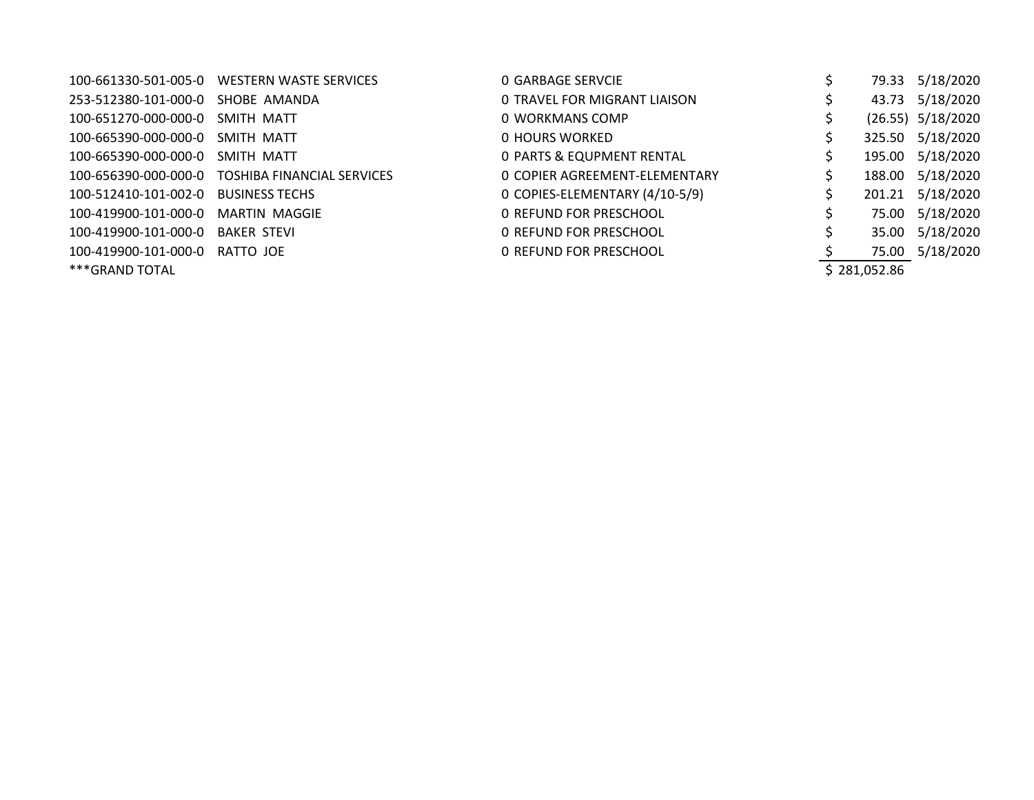| | | | | |
|---|---|---|---|---|
| 100-661330-501-005-0 | WESTERN WASTE SERVICES | 0 GARBAGE SERVCIE | $ 79.33 | 5/18/2020 |
| 253-512380-101-000-0 | SHOBE AMANDA | 0 TRAVEL FOR MIGRANT LIAISON | $ 43.73 | 5/18/2020 |
| 100-651270-000-000-0 | SMITH MATT | 0 WORKMANS COMP | $ (26.55) | 5/18/2020 |
| 100-665390-000-000-0 | SMITH MATT | 0 HOURS WORKED | $ 325.50 | 5/18/2020 |
| 100-665390-000-000-0 | SMITH MATT | 0 PARTS & EQUPMENT RENTAL | $ 195.00 | 5/18/2020 |
| 100-656390-000-000-0 | TOSHIBA FINANCIAL SERVICES | 0 COPIER AGREEMENT-ELEMENTARY | $ 188.00 | 5/18/2020 |
| 100-512410-101-002-0 | BUSINESS TECHS | 0 COPIES-ELEMENTARY (4/10-5/9) | $ 201.21 | 5/18/2020 |
| 100-419900-101-000-0 | MARTIN MAGGIE | 0 REFUND FOR PRESCHOOL | $ 75.00 | 5/18/2020 |
| 100-419900-101-000-0 | BAKER STEVI | 0 REFUND FOR PRESCHOOL | $ 35.00 | 5/18/2020 |
| 100-419900-101-000-0 | RATTO JOE | 0 REFUND FOR PRESCHOOL | $ 75.00 | 5/18/2020 |
| ***GRAND TOTAL | | | $ 281,052.86 | |